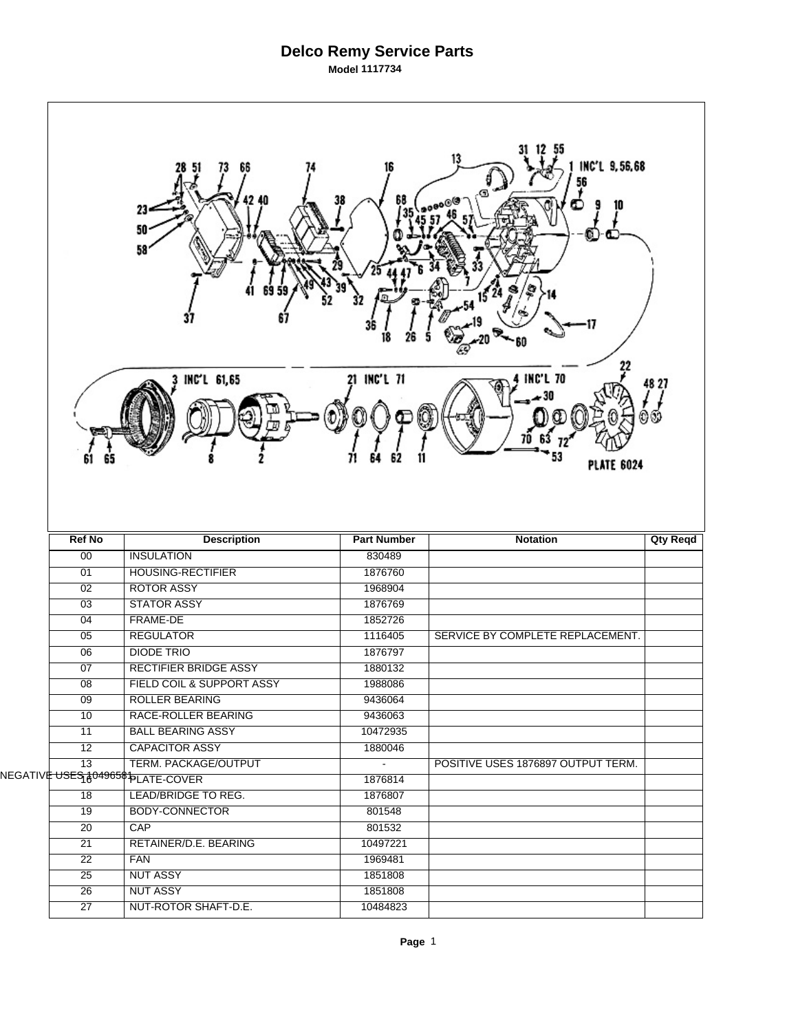# Delco Remy Service Parts

**Model 1117734**

| Ref No | Description | Part Number | Notation | Qty Reqd |
|---|---|---|---|---|
| 00 | INSULATION | 830489 | | |
| 01 | HOUSING-RECTIFIER | 1876760 | | |
| 02 | ROTOR ASSY | 1968904 | | |
| 03 | STATOR ASSY | 1876769 | | |
| 04 | FRAME-DE | 1852726 | | |
| 05 | REGULATOR | 1116405 | SERVICE BY COMPLETE REPLACEMENT. | |
| 06 | DIODE TRIO | 1876797 | | |
| 07 | RECTIFIER BRIDGE ASSY | 1880132 | | |
| 08 | FIELD COIL & SUPPORT ASSY | 1988086 | | |
| 09 | ROLLER BEARING | 9436064 | | |
| 10 | RACE-ROLLER BEARING | 9436063 | | |
| 11 | BALL BEARING ASSY | 10472935 | | |
| 12 | CAPACITOR ASSY | 1880046 | | |
| 13 | TERM. PACKAGE/OUTPUT | - | POSITIVE USES 1876897 OUTPUT TERM. NEGATIVE USES 10496581 | |
| 16 | PLATE-COVER | 1876814 | | |
| 18 | LEAD/BRIDGE TO REG. | 1876807 | | |
| 19 | BODY-CONNECTOR | 801548 | | |
| 20 | CAP | 801532 | | |
| 21 | RETAINER/D.E. BEARING | 10497221 | | |
| 22 | FAN | 1969481 | | |
| 25 | NUT ASSY | 1851808 | | |
| 26 | NUT ASSY | 1851808 | | |
| 27 | NUT-ROTOR SHAFT-D.E. | 10484823 | | |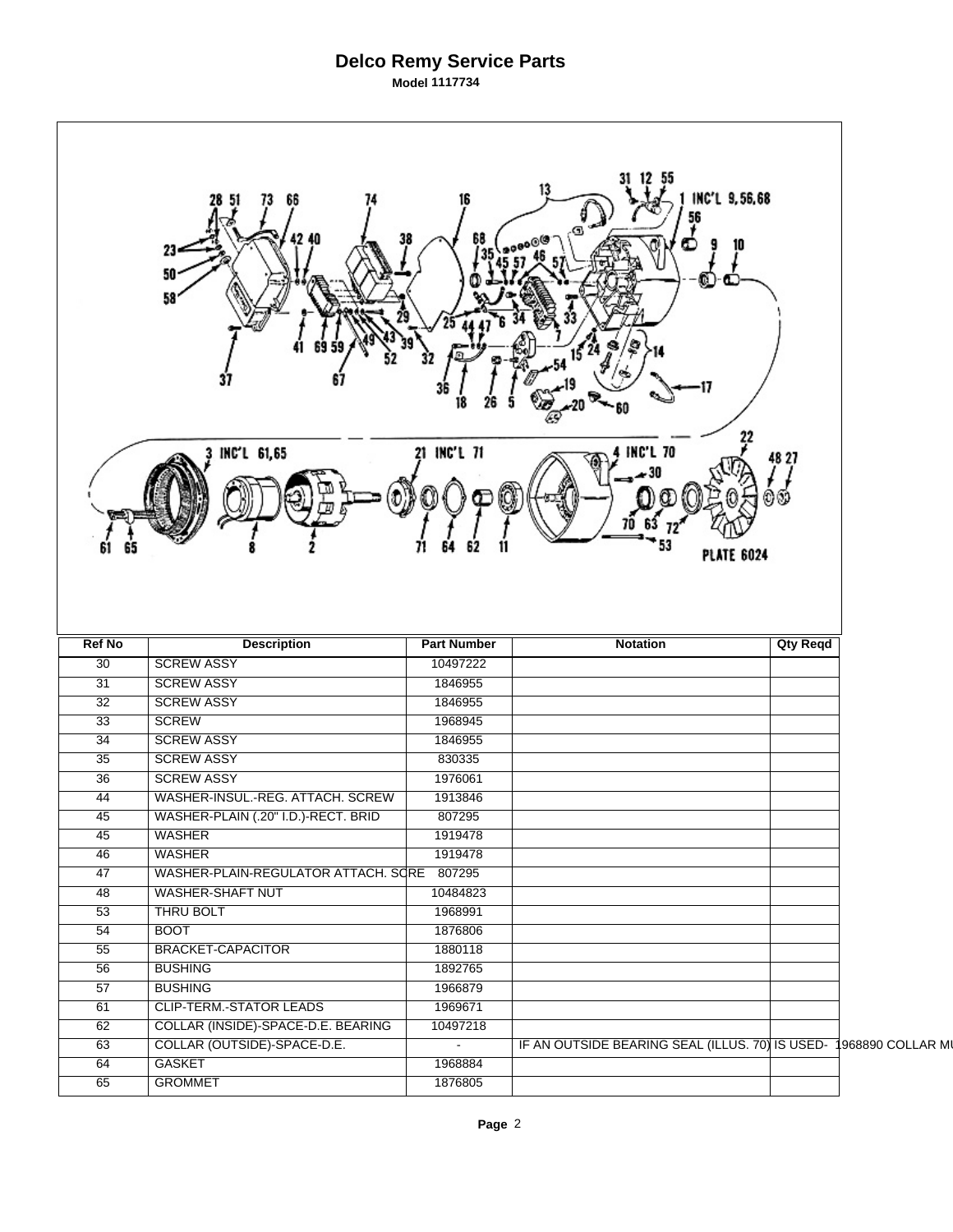# Delco Remy Service Parts

**Model 1117734**

| Ref No | Description | Part Number | Notation | Qty Reqd |
|---|---|---|---|---|
| 30 | SCREW ASSY | 10497222 | | |
| 31 | SCREW ASSY | 1846955 | | |
| 32 | SCREW ASSY | 1846955 | | |
| 33 | SCREW | 1968945 | | |
| 34 | SCREW ASSY | 1846955 | | |
| 35 | SCREW ASSY | 830335 | | |
| 36 | SCREW ASSY | 1976061 | | |
| 44 | WASHER-INSUL.-REG. ATTACH. SCREW | 1913846 | | |
| 45 | WASHER-PLAIN (.20" I.D.)-RECT. BRID | 807295 | | |
| 45 | WASHER | 1919478 | | |
| 46 | WASHER | 1919478 | | |
| 47 | WASHER-PLAIN-REGULATOR ATTACH. SCRE | 807295 | | |
| 48 | WASHER-SHAFT NUT | 10484823 | | |
| 53 | THRU BOLT | 1968991 | | |
| 54 | BOOT | 1876806 | | |
| 55 | BRACKET-CAPACITOR | 1880118 | | |
| 56 | BUSHING | 1892765 | | |
| 57 | BUSHING | 1966879 | | |
| 61 | CLIP-TERM.-STATOR LEADS | 1969671 | | |
| 62 | COLLAR (INSIDE)-SPACE-D.E. BEARING | 10497218 | | |
| 63 | COLLAR (OUTSIDE)-SPACE-D.E. | - | IF AN OUTSIDE BEARING SEAL (ILLUS. 70) IS USED- 1968890 COLLAR MU | |
| 64 | GASKET | 1968884 | | |
| 65 | GROMMET | 1876805 | | |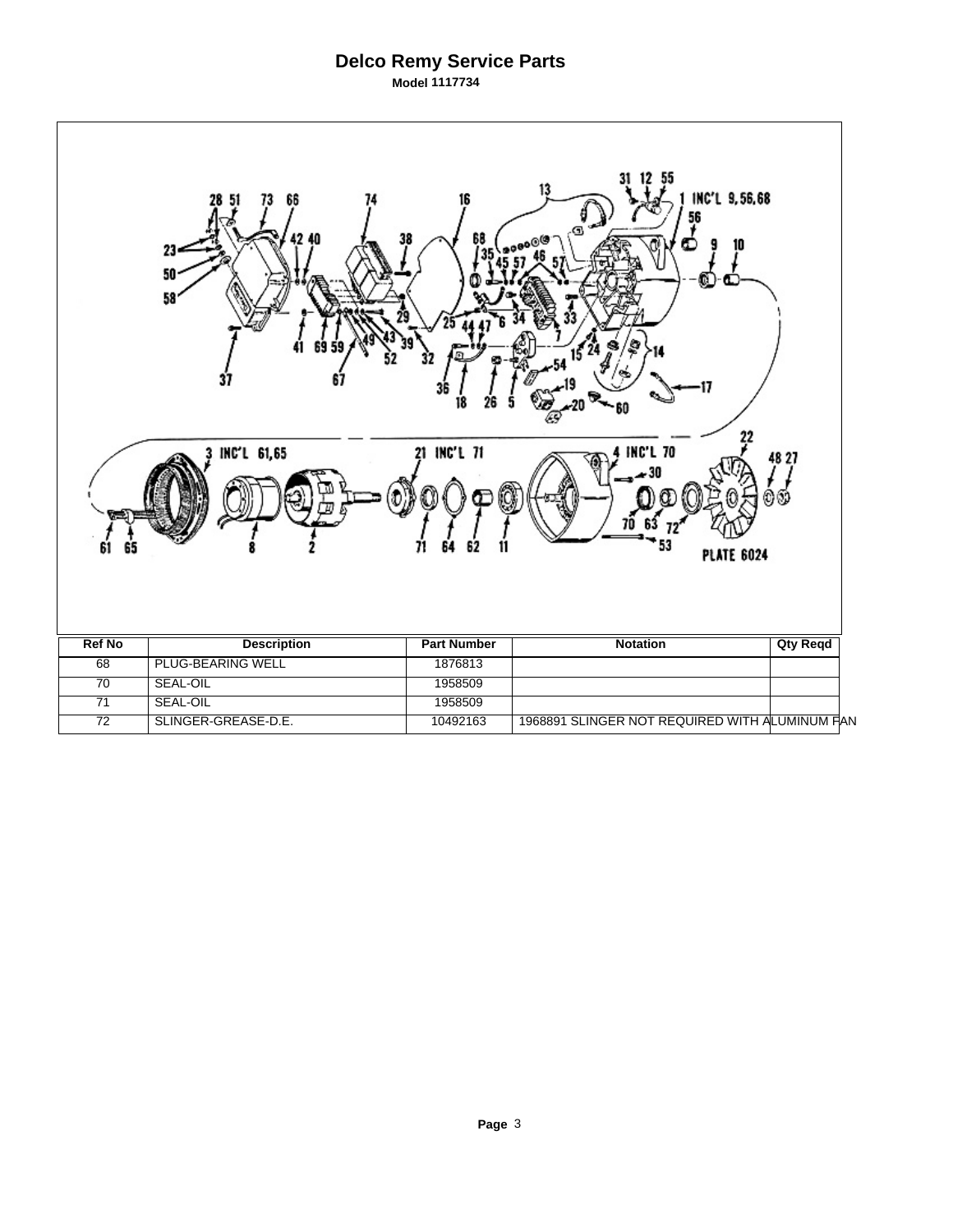# Delco Remy Service Parts

**Model 1117734**

PLATE 6024

| Ref No | Description | Part Number | Notation | Qty Reqd |
|---|---|---|---|---|
| 68 | PLUG-BEARING WELL | 1876813 | | |
| 70 | SEAL-OIL | 1958509 | | |
| 71 | SEAL-OIL | 1958509 | | |
| 72 | SLINGER-GREASE-D.E. | 10492163 | 1968891 SLINGER NOT REQUIRED WITH ALUMINUM FAN | |